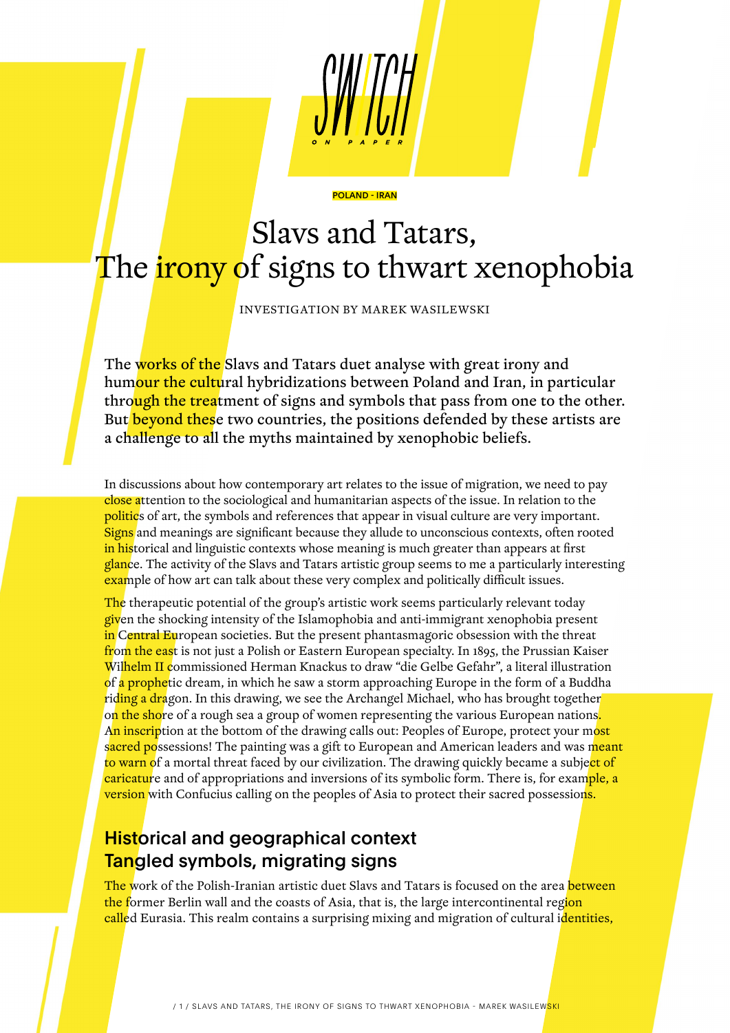SWITCH ON PAPER

POLAND - IRAN

# Slavs and Tatars, The irony of signs to thwart xenophobia

INVESTIGATION BY MAREK WASILEWSKI

**The works of the Slavs and Tatars duet analyse with great irony and humour the cultural hybridizations between Poland and Iran, in particular through the treatment of signs and symbols that pass from one to the other. But beyond these two countries, the positions defended by these artists are a challenge to all the myths maintained by xenophobic beliefs.**

In discussions about how contemporary art relates to the issue of migration, we need to pay close attention to the sociological and humanitarian aspects of the issue. In relation to the politics of art, the symbols and references that appear in visual culture are very important. Signs and meanings are significant because they allude to unconscious contexts, often rooted in historical and linguistic contexts whose meaning is much greater than appears at first glance. The activity of the Slavs and Tatars artistic group seems to me a particularly interesting example of how art can talk about these very complex and politically difficult issues.

The therapeutic potential of the group's artistic work seems particularly relevant today given the shocking intensity of the Islamophobia and anti-immigrant xenophobia present in Central European societies. But the present phantasmagoric obsession with the threat from the east is not just a Polish or Eastern European specialty. In 1895, the Prussian Kaiser Wilhelm II commissioned Herman Knackus to draw "die Gelbe Gefahr", a literal illustration of a prophetic dream, in which he saw a storm approaching Europe in the form of a Buddha riding a dragon. In this drawing, we see the Archangel Michael, who has brought together on the shore of a rough sea a group of women representing the various European nations. An inscription at the bottom of the drawing calls out: Peoples of Europe, protect your most sacred possessions! The painting was a gift to European and American leaders and was meant to warn of a mortal threat faced by our civilization. The drawing quickly became a subject of caricature and of appropriations and inversions of its symbolic form. There is, for example, a version with Confucius calling on the peoples of Asia to protect their sacred possessions.

## Historical and geographical context
## Tangled symbols, migrating signs

The work of the Polish-Iranian artistic duet Slavs and Tatars is focused on the area between the former Berlin wall and the coasts of Asia, that is, the large intercontinental region called Eurasia. This realm contains a surprising mixing and migration of cultural identities,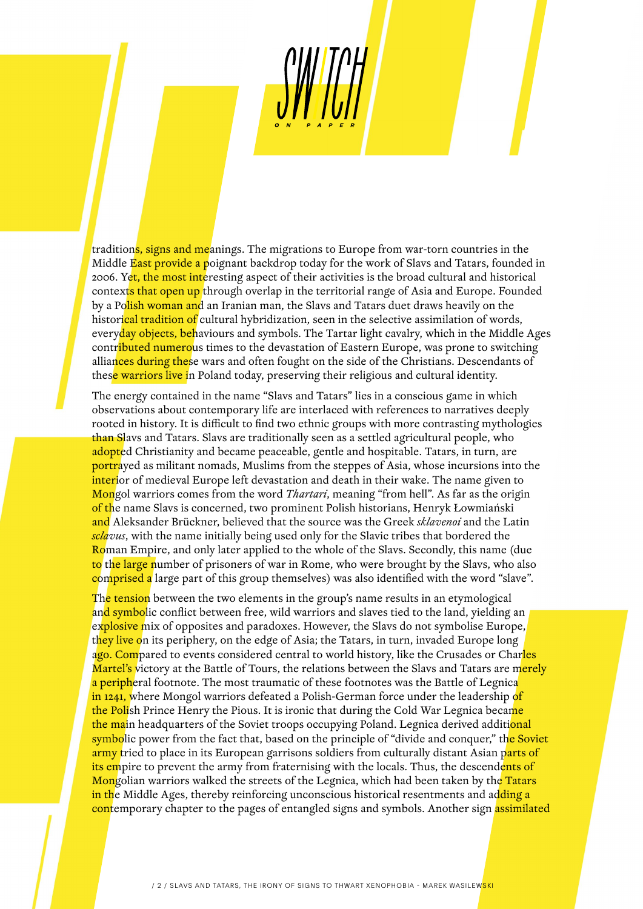traditions, signs and meanings. The migrations to Europe from war-torn countries in the Middle East provide a poignant backdrop today for the work of Slavs and Tatars, founded in 2006. Yet, the most interesting aspect of their activities is the broad cultural and historical contexts that open up through overlap in the territorial range of Asia and Europe. Founded by a Polish woman and an Iranian man, the Slavs and Tatars duet draws heavily on the historical tradition of cultural hybridization, seen in the selective assimilation of words, everyday objects, behaviours and symbols. The Tartar light cavalry, which in the Middle Ages contributed numerous times to the devastation of Eastern Europe, was prone to switching alliances during these wars and often fought on the side of the Christians. Descendants of these warriors live in Poland today, preserving their religious and cultural identity.

The energy contained in the name "Slavs and Tatars" lies in a conscious game in which observations about contemporary life are interlaced with references to narratives deeply rooted in history. It is difficult to find two ethnic groups with more contrasting mythologies than Slavs and Tatars. Slavs are traditionally seen as a settled agricultural people, who adopted Christianity and became peaceable, gentle and hospitable. Tatars, in turn, are portrayed as militant nomads, Muslims from the steppes of Asia, whose incursions into the interior of medieval Europe left devastation and death in their wake. The name given to Mongol warriors comes from the word *Thartari*, meaning "from hell". As far as the origin of the name Slavs is concerned, two prominent Polish historians, Henryk Łowmiański and Aleksander Brückner, believed that the source was the Greek *sklavenoi* and the Latin *sclavus*, with the name initially being used only for the Slavic tribes that bordered the Roman Empire, and only later applied to the whole of the Slavs. Secondly, this name (due to the large number of prisoners of war in Rome, who were brought by the Slavs, who also comprised a large part of this group themselves) was also identified with the word "slave".

The tension between the two elements in the group's name results in an etymological and symbolic conflict between free, wild warriors and slaves tied to the land, yielding an explosive mix of opposites and paradoxes. However, the Slavs do not symbolise Europe, they live on its periphery, on the edge of Asia; the Tatars, in turn, invaded Europe long ago. Compared to events considered central to world history, like the Crusades or Charles Martel's victory at the Battle of Tours, the relations between the Slavs and Tatars are merely a peripheral footnote. The most traumatic of these footnotes was the Battle of Legnica in 1241, where Mongol warriors defeated a Polish-German force under the leadership of the Polish Prince Henry the Pious. It is ironic that during the Cold War Legnica became the main headquarters of the Soviet troops occupying Poland. Legnica derived additional symbolic power from the fact that, based on the principle of "divide and conquer," the Soviet army tried to place in its European garrisons soldiers from culturally distant Asian parts of its empire to prevent the army from fraternising with the locals. Thus, the descendents of Mongolian warriors walked the streets of the Legnica, which had been taken by the Tatars in the Middle Ages, thereby reinforcing unconscious historical resentments and adding a contemporary chapter to the pages of entangled signs and symbols. Another sign assimilated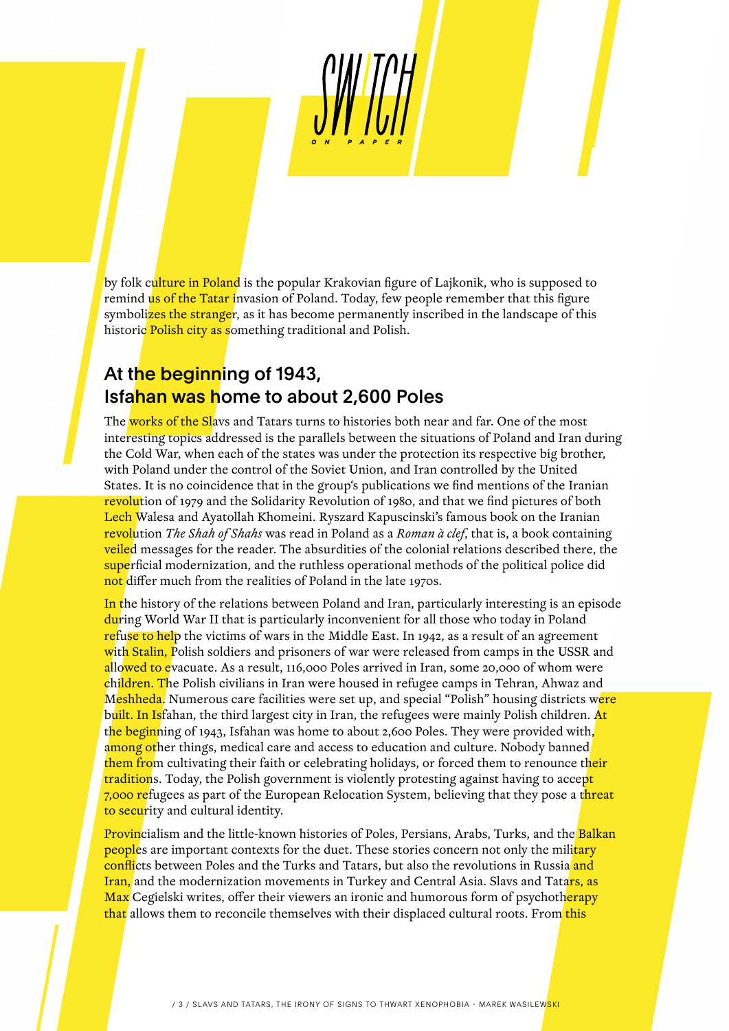by folk culture in Poland is the popular Krakovian figure of Lajkonik, who is supposed to remind us of the Tatar invasion of Poland. Today, few people remember that this figure symbolizes the stranger, as it has become permanently inscribed in the landscape of this historic Polish city as something traditional and Polish.

## At the beginning of 1943, Isfahan was home to about 2,600 Poles

The works of the Slavs and Tatars turns to histories both near and far. One of the most interesting topics addressed is the parallels between the situations of Poland and Iran during the Cold War, when each of the states was under the protection its respective big brother, with Poland under the control of the Soviet Union, and Iran controlled by the United States. It is no coincidence that in the group's publications we find mentions of the Iranian revolution of 1979 and the Solidarity Revolution of 1980, and that we find pictures of both Lech Walesa and Ayatollah Khomeini. Ryszard Kapuscinski's famous book on the Iranian revolution *The Shah of Shahs* was read in Poland as a *Roman à clef*, that is, a book containing veiled messages for the reader. The absurdities of the colonial relations described there, the superficial modernization, and the ruthless operational methods of the political police did not differ much from the realities of Poland in the late 1970s.

In the history of the relations between Poland and Iran, particularly interesting is an episode during World War II that is particularly inconvenient for all those who today in Poland refuse to help the victims of wars in the Middle East. In 1942, as a result of an agreement with Stalin, Polish soldiers and prisoners of war were released from camps in the USSR and allowed to evacuate. As a result, 116,000 Poles arrived in Iran, some 20,000 of whom were children. The Polish civilians in Iran were housed in refugee camps in Tehran, Ahwaz and Meshheda. Numerous care facilities were set up, and special "Polish" housing districts were built. In Isfahan, the third largest city in Iran, the refugees were mainly Polish children. At the beginning of 1943, Isfahan was home to about 2,600 Poles. They were provided with, among other things, medical care and access to education and culture. Nobody banned them from cultivating their faith or celebrating holidays, or forced them to renounce their traditions. Today, the Polish government is violently protesting against having to accept 7,000 refugees as part of the European Relocation System, believing that they pose a threat to security and cultural identity.

Provincialism and the little-known histories of Poles, Persians, Arabs, Turks, and the Balkan peoples are important contexts for the duet. These stories concern not only the military conflicts between Poles and the Turks and Tatars, but also the revolutions in Russia and Iran, and the modernization movements in Turkey and Central Asia. Slavs and Tatars, as Max Cegielski writes, offer their viewers an ironic and humorous form of psychotherapy that allows them to reconcile themselves with their displaced cultural roots. From this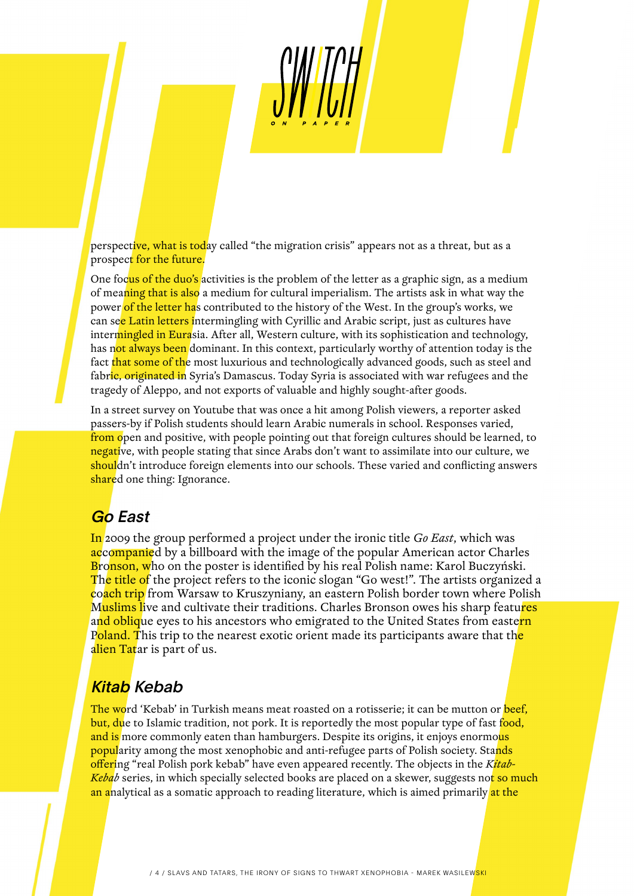perspective, what is today called "the migration crisis" appears not as a threat, but as a prospect for the future.

One focus of the duo's activities is the problem of the letter as a graphic sign, as a medium of meaning that is also a medium for cultural imperialism. The artists ask in what way the power of the letter has contributed to the history of the West. In the group's works, we can see Latin letters intermingling with Cyrillic and Arabic script, just as cultures have intermingled in Eurasia. After all, Western culture, with its sophistication and technology, has not always been dominant. In this context, particularly worthy of attention today is the fact that some of the most luxurious and technologically advanced goods, such as steel and fabric, originated in Syria's Damascus. Today Syria is associated with war refugees and the tragedy of Aleppo, and not exports of valuable and highly sought-after goods.

In a street survey on Youtube that was once a hit among Polish viewers, a reporter asked passers-by if Polish students should learn Arabic numerals in school. Responses varied, from open and positive, with people pointing out that foreign cultures should be learned, to negative, with people stating that since Arabs don't want to assimilate into our culture, we shouldn't introduce foreign elements into our schools. These varied and conflicting answers shared one thing: Ignorance.

## *Go East*

In 2009 the group performed a project under the ironic title *Go East*, which was accompanied by a billboard with the image of the popular American actor Charles Bronson, who on the poster is identified by his real Polish name: Karol Buczyński. The title of the project refers to the iconic slogan "Go west!". The artists organized a coach trip from Warsaw to Kruszyniany, an eastern Polish border town where Polish Muslims live and cultivate their traditions. Charles Bronson owes his sharp features and oblique eyes to his ancestors who emigrated to the United States from eastern Poland. This trip to the nearest exotic orient made its participants aware that the alien Tatar is part of us.

## *Kitab Kebab*

The word 'Kebab' in Turkish means meat roasted on a rotisserie; it can be mutton or beef, but, due to Islamic tradition, not pork. It is reportedly the most popular type of fast food, and is more commonly eaten than hamburgers. Despite its origins, it enjoys enormous popularity among the most xenophobic and anti-refugee parts of Polish society. Stands offering "real Polish pork kebab" have even appeared recently. The objects in the *Kitab-Kebab* series, in which specially selected books are placed on a skewer, suggests not so much an analytical as a somatic approach to reading literature, which is aimed primarily at the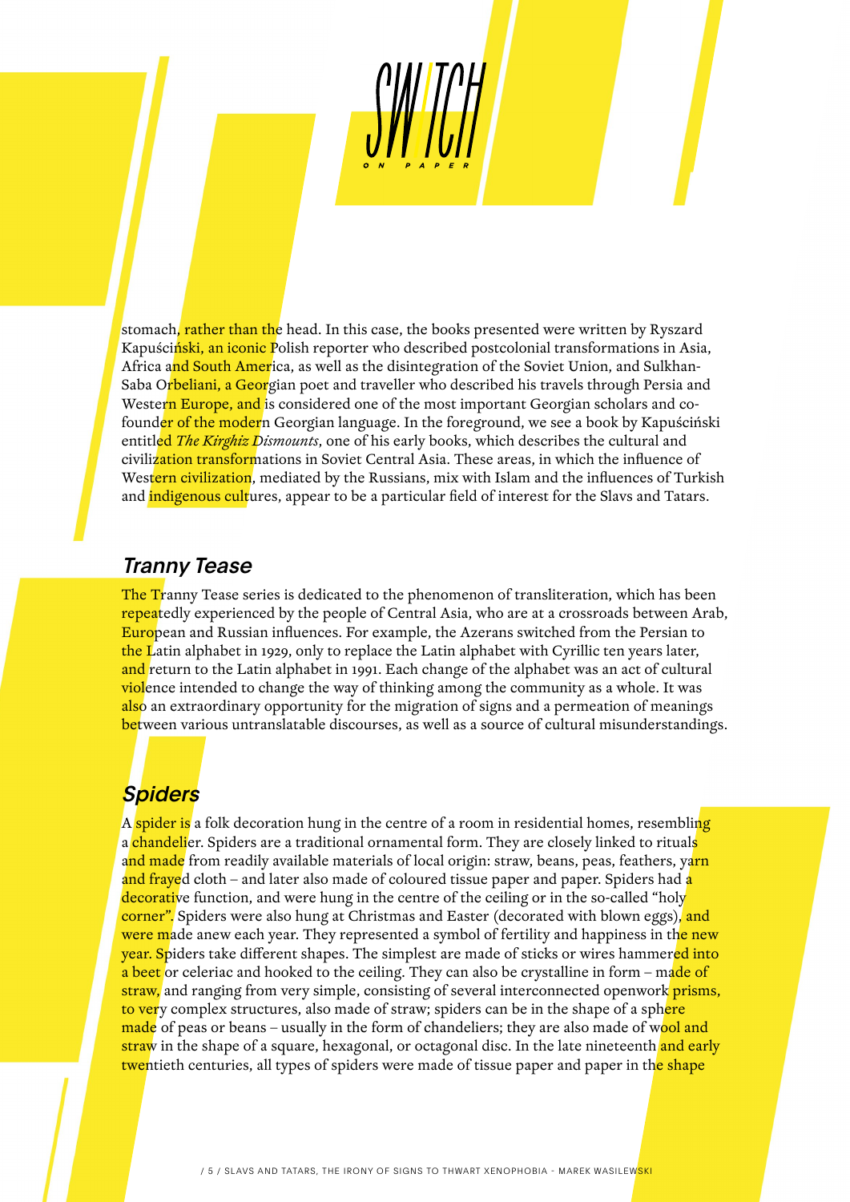stomach, rather than the head. In this case, the books presented were written by Ryszard Kapuściński, an iconic Polish reporter who described postcolonial transformations in Asia, Africa and South America, as well as the disintegration of the Soviet Union, and Sulkhan-Saba Orbeliani, a Georgian poet and traveller who described his travels through Persia and Western Europe, and is considered one of the most important Georgian scholars and co-founder of the modern Georgian language. In the foreground, we see a book by Kapuściński entitled *The Kirghiz Dismounts*, one of his early books, which describes the cultural and civilization transformations in Soviet Central Asia. These areas, in which the influence of Western civilization, mediated by the Russians, mix with Islam and the influences of Turkish and indigenous cultures, appear to be a particular field of interest for the Slavs and Tatars.

## *Tranny Tease*

The Tranny Tease series is dedicated to the phenomenon of transliteration, which has been repeatedly experienced by the people of Central Asia, who are at a crossroads between Arab, European and Russian influences. For example, the Azerans switched from the Persian to the Latin alphabet in 1929, only to replace the Latin alphabet with Cyrillic ten years later, and return to the Latin alphabet in 1991. Each change of the alphabet was an act of cultural violence intended to change the way of thinking among the community as a whole. It was also an extraordinary opportunity for the migration of signs and a permeation of meanings between various untranslatable discourses, as well as a source of cultural misunderstandings.

## *Spiders*

A spider is a folk decoration hung in the centre of a room in residential homes, resembling a chandelier. Spiders are a traditional ornamental form. They are closely linked to rituals and made from readily available materials of local origin: straw, beans, peas, feathers, yarn and frayed cloth – and later also made of coloured tissue paper and paper. Spiders had a decorative function, and were hung in the centre of the ceiling or in the so-called "holy corner". Spiders were also hung at Christmas and Easter (decorated with blown eggs), and were made anew each year. They represented a symbol of fertility and happiness in the new year. Spiders take different shapes. The simplest are made of sticks or wires hammered into a beet or celeriac and hooked to the ceiling. They can also be crystalline in form – made of straw, and ranging from very simple, consisting of several interconnected openwork prisms, to very complex structures, also made of straw; spiders can be in the shape of a sphere made of peas or beans – usually in the form of chandeliers; they are also made of wool and straw in the shape of a square, hexagonal, or octagonal disc. In the late nineteenth and early twentieth centuries, all types of spiders were made of tissue paper and paper in the shape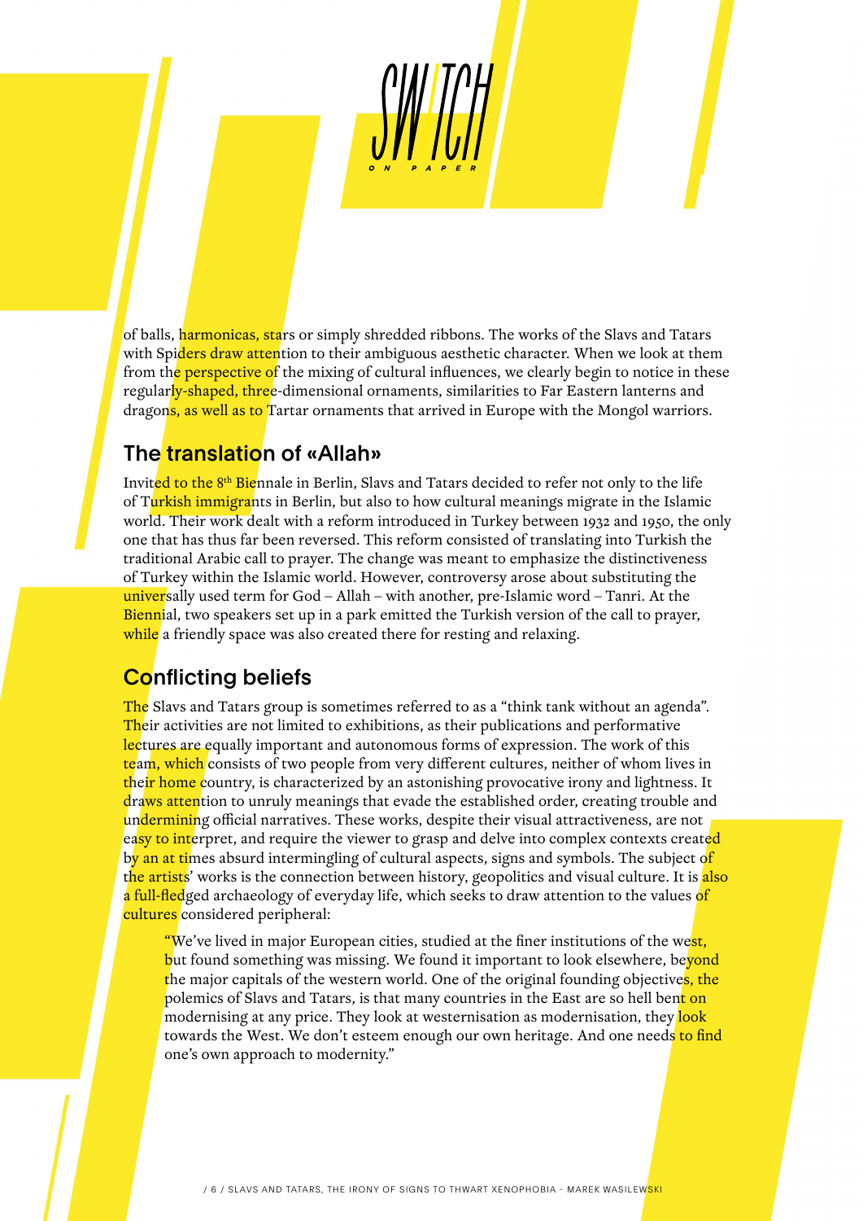of balls, harmonicas, stars or simply shredded ribbons. The works of the Slavs and Tatars with Spiders draw attention to their ambiguous aesthetic character. When we look at them from the perspective of the mixing of cultural influences, we clearly begin to notice in these regularly-shaped, three-dimensional ornaments, similarities to Far Eastern lanterns and dragons, as well as to Tartar ornaments that arrived in Europe with the Mongol warriors.

## The translation of «Allah»

Invited to the 8th Biennale in Berlin, Slavs and Tatars decided to refer not only to the life of Turkish immigrants in Berlin, but also to how cultural meanings migrate in the Islamic world. Their work dealt with a reform introduced in Turkey between 1932 and 1950, the only one that has thus far been reversed. This reform consisted of translating into Turkish the traditional Arabic call to prayer. The change was meant to emphasize the distinctiveness of Turkey within the Islamic world. However, controversy arose about substituting the universally used term for God – Allah – with another, pre-Islamic word – Tanri. At the Biennial, two speakers set up in a park emitted the Turkish version of the call to prayer, while a friendly space was also created there for resting and relaxing.

## Conflicting beliefs

The Slavs and Tatars group is sometimes referred to as a "think tank without an agenda". Their activities are not limited to exhibitions, as their publications and performative lectures are equally important and autonomous forms of expression. The work of this team, which consists of two people from very different cultures, neither of whom lives in their home country, is characterized by an astonishing provocative irony and lightness. It draws attention to unruly meanings that evade the established order, creating trouble and undermining official narratives. These works, despite their visual attractiveness, are not easy to interpret, and require the viewer to grasp and delve into complex contexts created by an at times absurd intermingling of cultural aspects, signs and symbols. The subject of the artists' works is the connection between history, geopolitics and visual culture. It is also a full-fledged archaeology of everyday life, which seeks to draw attention to the values of cultures considered peripheral:

> "We've lived in major European cities, studied at the finer institutions of the west, but found something was missing. We found it important to look elsewhere, beyond the major capitals of the western world. One of the original founding objectives, the polemics of Slavs and Tatars, is that many countries in the East are so hell bent on modernising at any price. They look at westernisation as modernisation, they look towards the West. We don't esteem enough our own heritage. And one needs to find one's own approach to modernity."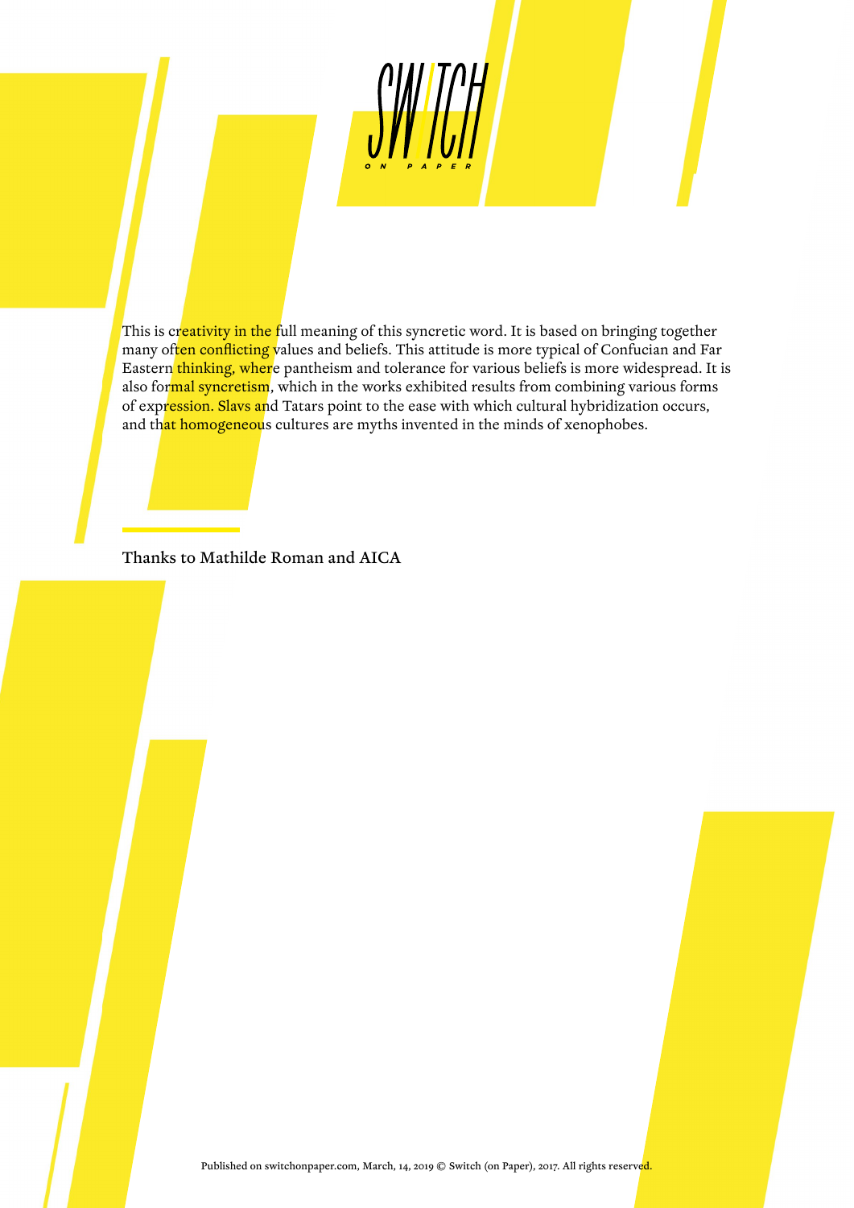This is creativity in the full meaning of this syncretic word. It is based on bringing together many often conflicting values and beliefs. This attitude is more typical of Confucian and Far Eastern thinking, where pantheism and tolerance for various beliefs is more widespread. It is also formal syncretism, which in the works exhibited results from combining various forms of expression. Slavs and Tatars point to the ease with which cultural hybridization occurs, and that homogeneous cultures are myths invented in the minds of xenophobes.

Thanks to Mathilde Roman and AICA

Published on switchonpaper.com, March, 14, 2019 © Switch (on Paper), 2017. All rights reserved.